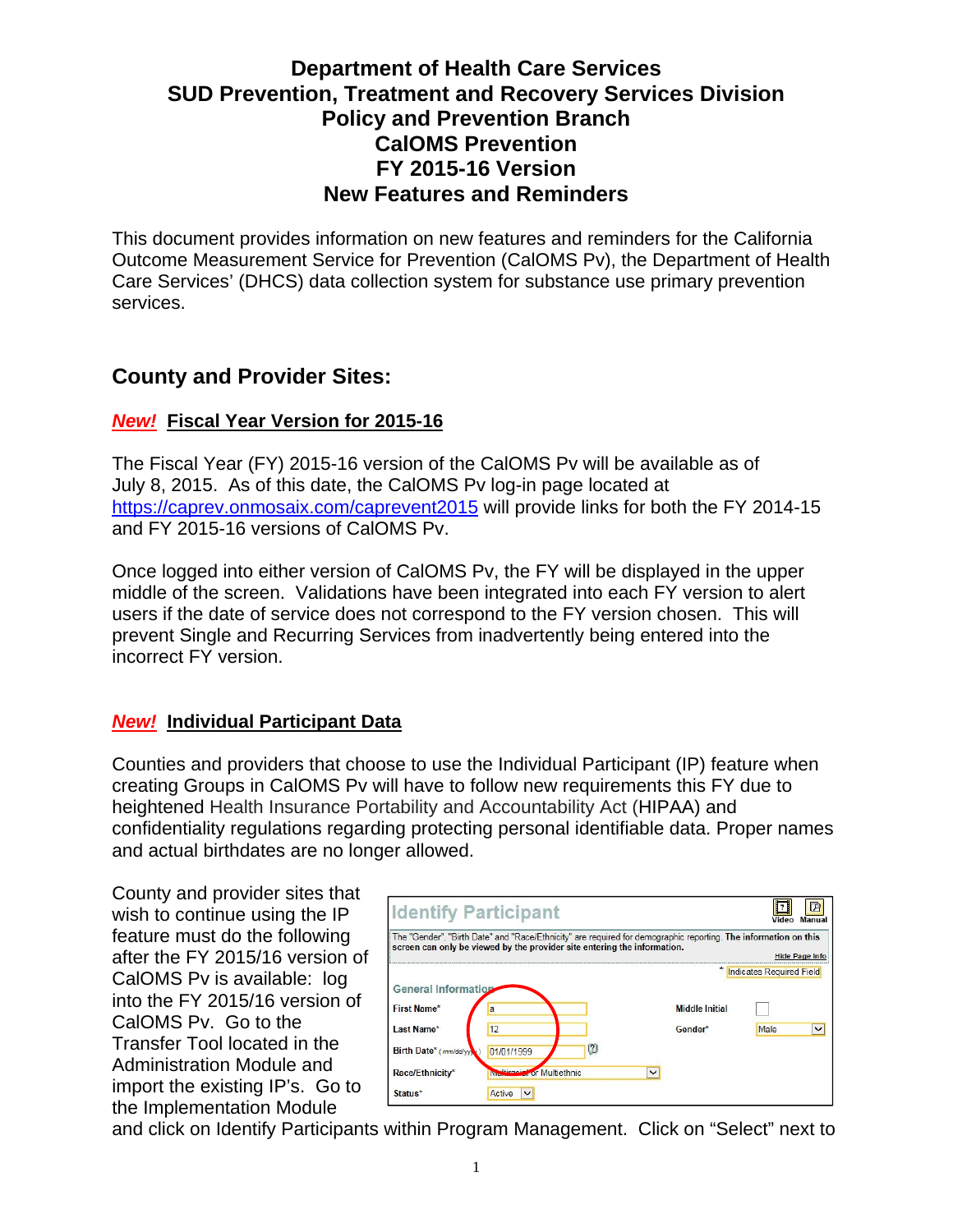# Department of Health Care Services
# SUD Prevention, Treatment and Recovery Services Division
# Policy and Prevention Branch
# CalOMS Prevention
# FY 2015-16 Version
# New Features and Reminders

This document provides information on new features and reminders for the California Outcome Measurement Service for Prevention (CalOMS Pv), the Department of Health Care Services' (DHCS) data collection system for substance use primary prevention services.

## County and Provider Sites:

### *New!* Fiscal Year Version for 2015-16

The Fiscal Year (FY) 2015-16 version of the CalOMS Pv will be available as of July 8, 2015. As of this date, the CalOMS Pv log-in page located at https://caprev.onmosaix.com/caprevent2015 will provide links for both the FY 2014-15 and FY 2015-16 versions of CalOMS Pv.

Once logged into either version of CalOMS Pv, the FY will be displayed in the upper middle of the screen. Validations have been integrated into each FY version to alert users if the date of service does not correspond to the FY version chosen. This will prevent Single and Recurring Services from inadvertently being entered into the incorrect FY version.

### *New!* Individual Participant Data

Counties and providers that choose to use the Individual Participant (IP) feature when creating Groups in CalOMS Pv will have to follow new requirements this FY due to heightened Health Insurance Portability and Accountability Act (HIPAA) and confidentiality regulations regarding protecting personal identifiable data. Proper names and actual birthdates are no longer allowed.

County and provider sites that wish to continue using the IP feature must do the following after the FY 2015/16 version of CalOMS Pv is available: log into the FY 2015/16 version of CalOMS Pv. Go to the Transfer Tool located in the Administration Module and import the existing IP's. Go to the Implementation Module and click on Identify Participants within Program Management. Click on "Select" next to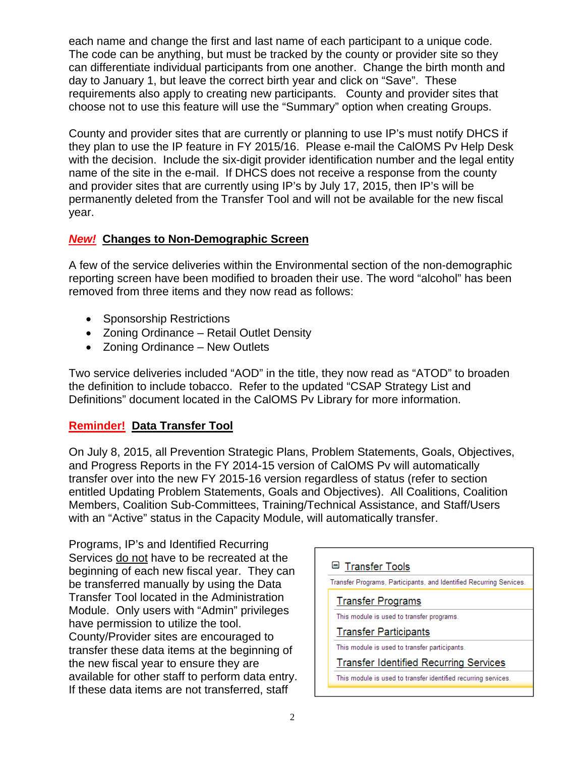each name and change the first and last name of each participant to a unique code. The code can be anything, but must be tracked by the county or provider site so they can differentiate individual participants from one another. Change the birth month and day to January 1, but leave the correct birth year and click on “Save”. These requirements also apply to creating new participants. County and provider sites that choose not to use this feature will use the “Summary” option when creating Groups.

County and provider sites that are currently or planning to use IP’s must notify DHCS if they plan to use the IP feature in FY 2015/16. Please e-mail the CalOMS Pv Help Desk with the decision. Include the six-digit provider identification number and the legal entity name of the site in the e-mail. If DHCS does not receive a response from the county and provider sites that are currently using IP’s by July 17, 2015, then IP’s will be permanently deleted from the Transfer Tool and will not be available for the new fiscal year.

## ***New!*** Changes to Non-Demographic Screen

A few of the service deliveries within the Environmental section of the non-demographic reporting screen have been modified to broaden their use. The word “alcohol” has been removed from three items and they now read as follows:

- Sponsorship Restrictions
- Zoning Ordinance – Retail Outlet Density
- Zoning Ordinance – New Outlets

Two service deliveries included “AOD” in the title, they now read as “ATOD” to broaden the definition to include tobacco. Refer to the updated “CSAP Strategy List and Definitions” document located in the CalOMS Pv Library for more information.

## **Reminder!** Data Transfer Tool

On July 8, 2015, all Prevention Strategic Plans, Problem Statements, Goals, Objectives, and Progress Reports in the FY 2014-15 version of CalOMS Pv will automatically transfer over into the new FY 2015-16 version regardless of status (refer to section entitled Updating Problem Statements, Goals and Objectives). All Coalitions, Coalition Members, Coalition Sub-Committees, Training/Technical Assistance, and Staff/Users with an “Active” status in the Capacity Module, will automatically transfer.

Programs, IP’s and Identified Recurring Services do not have to be recreated at the beginning of each new fiscal year. They can be transferred manually by using the Data Transfer Tool located in the Administration Module. Only users with “Admin” privileges have permission to utilize the tool. County/Provider sites are encouraged to transfer these data items at the beginning of the new fiscal year to ensure they are available for other staff to perform data entry. If these data items are not transferred, staff

**Transfer Tools**
Transfer Programs, Participants, and Identified Recurring Services.

- **Transfer Programs** — This module is used to transfer programs.
- **Transfer Participants** — This module is used to transfer participants.
- **Transfer Identified Recurring Services** — This module is used to transfer identified recurring services.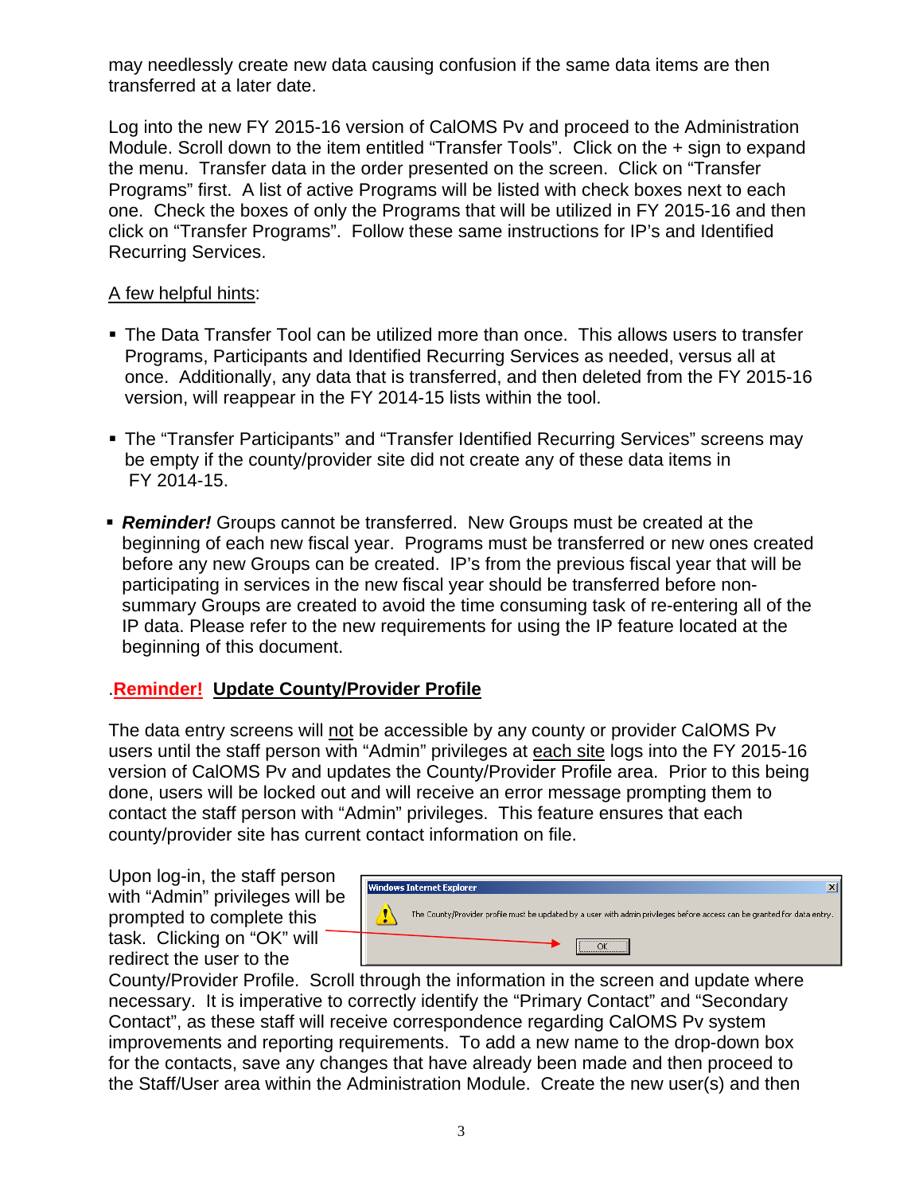may needlessly create new data causing confusion if the same data items are then transferred at a later date.

Log into the new FY 2015-16 version of CalOMS Pv and proceed to the Administration Module. Scroll down to the item entitled “Transfer Tools”. Click on the + sign to expand the menu. Transfer data in the order presented on the screen. Click on “Transfer Programs” first. A list of active Programs will be listed with check boxes next to each one. Check the boxes of only the Programs that will be utilized in FY 2015-16 and then click on “Transfer Programs”. Follow these same instructions for IP’s and Identified Recurring Services.

A few helpful hints:

- The Data Transfer Tool can be utilized more than once. This allows users to transfer Programs, Participants and Identified Recurring Services as needed, versus all at once. Additionally, any data that is transferred, and then deleted from the FY 2015-16 version, will reappear in the FY 2014-15 lists within the tool.
- The “Transfer Participants” and “Transfer Identified Recurring Services” screens may be empty if the county/provider site did not create any of these data items in FY 2014-15.
- ***Reminder!*** Groups cannot be transferred. New Groups must be created at the beginning of each new fiscal year. Programs must be transferred or new ones created before any new Groups can be created. IP’s from the previous fiscal year that will be participating in services in the new fiscal year should be transferred before non-summary Groups are created to avoid the time consuming task of re-entering all of the IP data. Please refer to the new requirements for using the IP feature located at the beginning of this document.

**.Reminder! Update County/Provider Profile**

The data entry screens will not be accessible by any county or provider CalOMS Pv users until the staff person with “Admin” privileges at each site logs into the FY 2015-16 version of CalOMS Pv and updates the County/Provider Profile area. Prior to this being done, users will be locked out and will receive an error message prompting them to contact the staff person with “Admin” privileges. This feature ensures that each county/provider site has current contact information on file.

Windows Internet Explorer

The County/Provider profile must be updated by a user with admin privileges before access can be granted for data entry.

OK

Upon log-in, the staff person with “Admin” privileges will be prompted to complete this task. Clicking on “OK” will redirect the user to the County/Provider Profile. Scroll through the information in the screen and update where necessary. It is imperative to correctly identify the “Primary Contact” and “Secondary Contact”, as these staff will receive correspondence regarding CalOMS Pv system improvements and reporting requirements. To add a new name to the drop-down box for the contacts, save any changes that have already been made and then proceed to the Staff/User area within the Administration Module. Create the new user(s) and then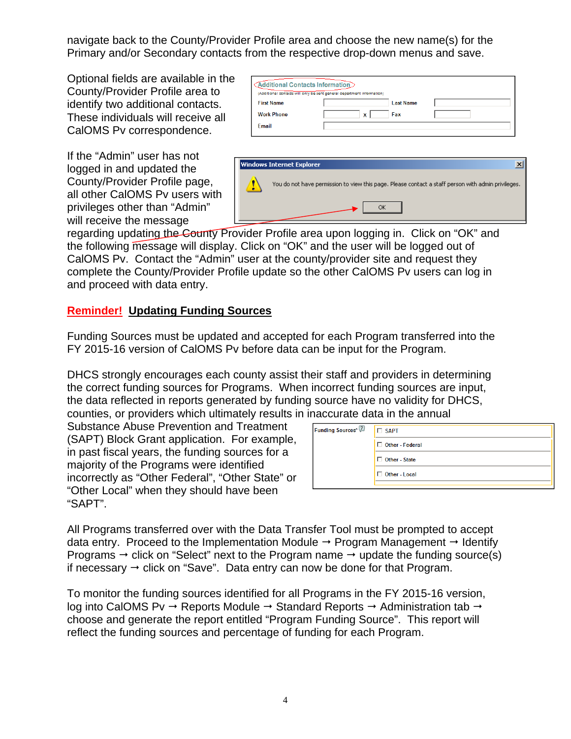navigate back to the County/Provider Profile area and choose the new name(s) for the Primary and/or Secondary contacts from the respective drop-down menus and save.

Optional fields are available in the County/Provider Profile area to identify two additional contacts. These individuals will receive all CalOMS Pv correspondence.

If the “Admin” user has not logged in and updated the County/Provider Profile page, all other CalOMS Pv users with privileges other than “Admin” will receive the message regarding updating the County Provider Profile area upon logging in. Click on “OK” and the following message will display. Click on “OK” and the user will be logged out of CalOMS Pv. Contact the “Admin” user at the county/provider site and request they complete the County/Provider Profile update so the other CalOMS Pv users can log in and proceed with data entry.

## Reminder! Updating Funding Sources

Funding Sources must be updated and accepted for each Program transferred into the FY 2015-16 version of CalOMS Pv before data can be input for the Program.

DHCS strongly encourages each county assist their staff and providers in determining the correct funding sources for Programs. When incorrect funding sources are input, the data reflected in reports generated by funding source have no validity for DHCS, counties, or providers which ultimately results in inaccurate data in the annual Substance Abuse Prevention and Treatment (SAPT) Block Grant application. For example, in past fiscal years, the funding sources for a majority of the Programs were identified incorrectly as “Other Federal”, “Other State” or “Other Local” when they should have been “SAPT”.

All Programs transferred over with the Data Transfer Tool must be prompted to accept data entry. Proceed to the Implementation Module → Program Management → Identify Programs → click on “Select” next to the Program name → update the funding source(s) if necessary → click on “Save”. Data entry can now be done for that Program.

To monitor the funding sources identified for all Programs in the FY 2015-16 version, log into CalOMS Pv → Reports Module → Standard Reports → Administration tab → choose and generate the report entitled “Program Funding Source”. This report will reflect the funding sources and percentage of funding for each Program.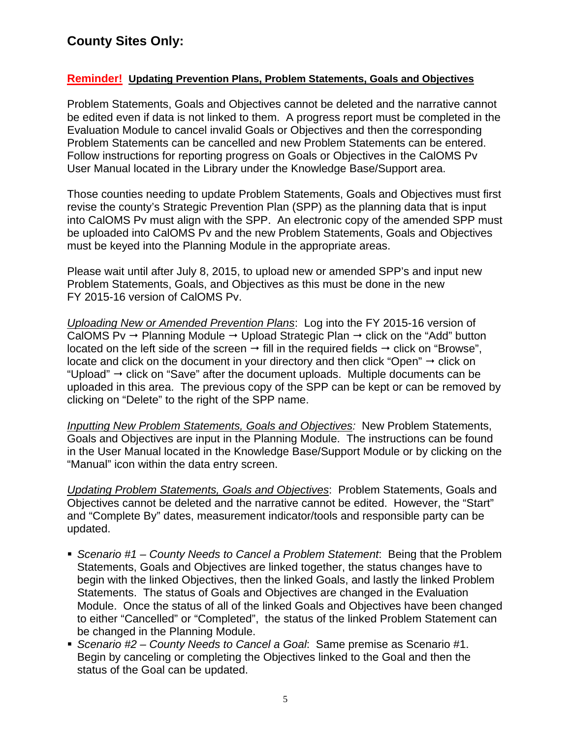## County Sites Only:

**Reminder! Updating Prevention Plans, Problem Statements, Goals and Objectives**

Problem Statements, Goals and Objectives cannot be deleted and the narrative cannot be edited even if data is not linked to them. A progress report must be completed in the Evaluation Module to cancel invalid Goals or Objectives and then the corresponding Problem Statements can be cancelled and new Problem Statements can be entered. Follow instructions for reporting progress on Goals or Objectives in the CalOMS Pv User Manual located in the Library under the Knowledge Base/Support area.

Those counties needing to update Problem Statements, Goals and Objectives must first revise the county's Strategic Prevention Plan (SPP) as the planning data that is input into CalOMS Pv must align with the SPP. An electronic copy of the amended SPP must be uploaded into CalOMS Pv and the new Problem Statements, Goals and Objectives must be keyed into the Planning Module in the appropriate areas.

Please wait until after July 8, 2015, to upload new or amended SPP's and input new Problem Statements, Goals, and Objectives as this must be done in the new FY 2015-16 version of CalOMS Pv.

*Uploading New or Amended Prevention Plans*: Log into the FY 2015-16 version of CalOMS Pv → Planning Module → Upload Strategic Plan → click on the "Add" button located on the left side of the screen → fill in the required fields → click on "Browse", locate and click on the document in your directory and then click "Open" → click on "Upload" → click on "Save" after the document uploads. Multiple documents can be uploaded in this area. The previous copy of the SPP can be kept or can be removed by clicking on "Delete" to the right of the SPP name.

*Inputting New Problem Statements, Goals and Objectives:* New Problem Statements, Goals and Objectives are input in the Planning Module. The instructions can be found in the User Manual located in the Knowledge Base/Support Module or by clicking on the "Manual" icon within the data entry screen.

*Updating Problem Statements, Goals and Objectives*: Problem Statements, Goals and Objectives cannot be deleted and the narrative cannot be edited. However, the "Start" and "Complete By" dates, measurement indicator/tools and responsible party can be updated.

- *Scenario #1 – County Needs to Cancel a Problem Statement*: Being that the Problem Statements, Goals and Objectives are linked together, the status changes have to begin with the linked Objectives, then the linked Goals, and lastly the linked Problem Statements. The status of Goals and Objectives are changed in the Evaluation Module. Once the status of all of the linked Goals and Objectives have been changed to either "Cancelled" or "Completed", the status of the linked Problem Statement can be changed in the Planning Module.
- *Scenario #2 – County Needs to Cancel a Goal*: Same premise as Scenario #1. Begin by canceling or completing the Objectives linked to the Goal and then the status of the Goal can be updated.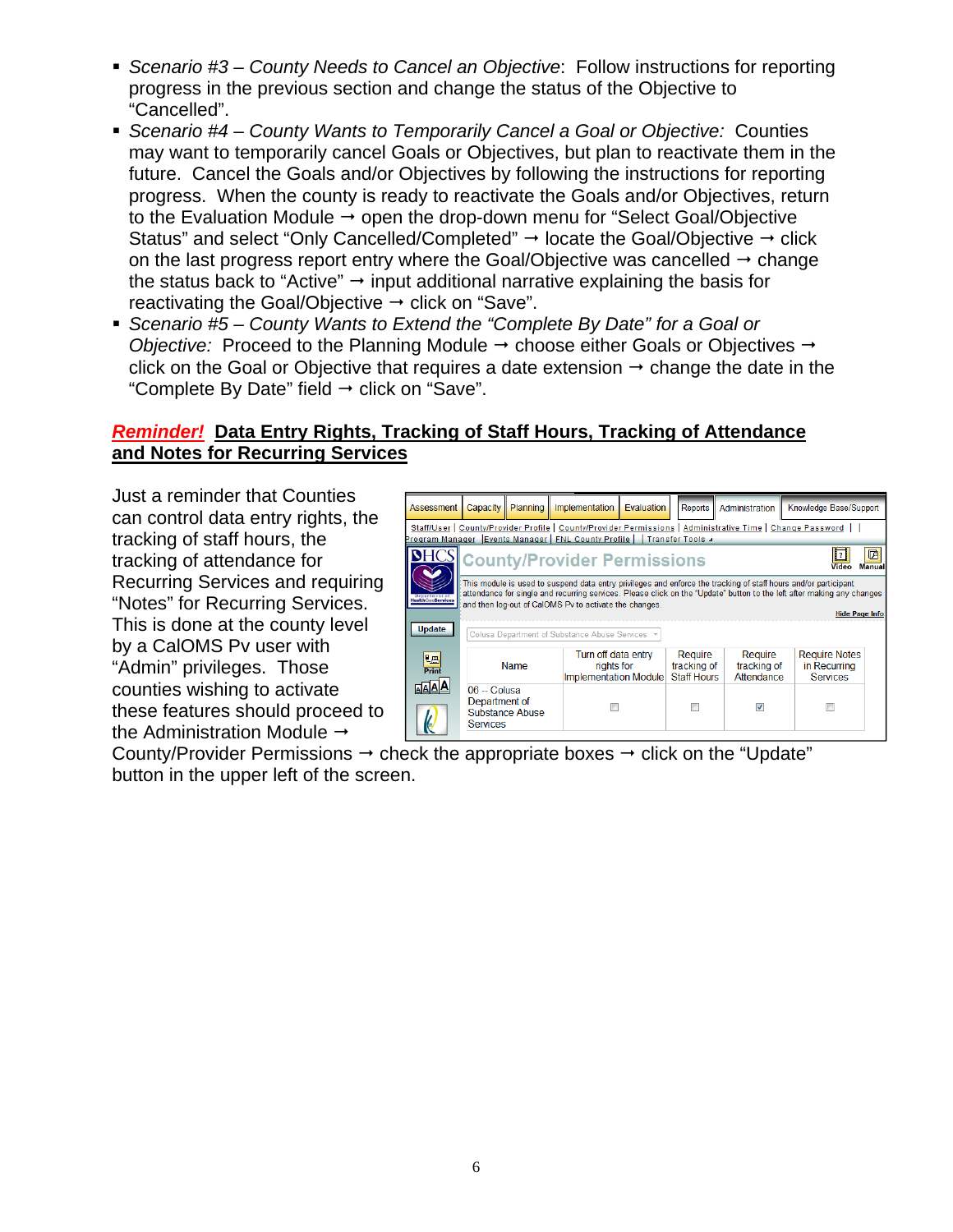- *Scenario #3 – County Needs to Cancel an Objective*: Follow instructions for reporting progress in the previous section and change the status of the Objective to "Cancelled".
- *Scenario #4 – County Wants to Temporarily Cancel a Goal or Objective:* Counties may want to temporarily cancel Goals or Objectives, but plan to reactivate them in the future. Cancel the Goals and/or Objectives by following the instructions for reporting progress. When the county is ready to reactivate the Goals and/or Objectives, return to the Evaluation Module → open the drop-down menu for "Select Goal/Objective Status" and select "Only Cancelled/Completed" → locate the Goal/Objective → click on the last progress report entry where the Goal/Objective was cancelled → change the status back to "Active" → input additional narrative explaining the basis for reactivating the Goal/Objective → click on "Save".
- *Scenario #5 – County Wants to Extend the "Complete By Date" for a Goal or Objective:* Proceed to the Planning Module → choose either Goals or Objectives → click on the Goal or Objective that requires a date extension → change the date in the "Complete By Date" field → click on "Save".

## ***Reminder!*** **Data Entry Rights, Tracking of Staff Hours, Tracking of Attendance and Notes for Recurring Services**

Just a reminder that Counties can control data entry rights, the tracking of staff hours, the tracking of attendance for Recurring Services and requiring "Notes" for Recurring Services. This is done at the county level by a CalOMS Pv user with "Admin" privileges. Those counties wishing to activate these features should proceed to the Administration Module → County/Provider Permissions → check the appropriate boxes → click on the "Update" button in the upper left of the screen.